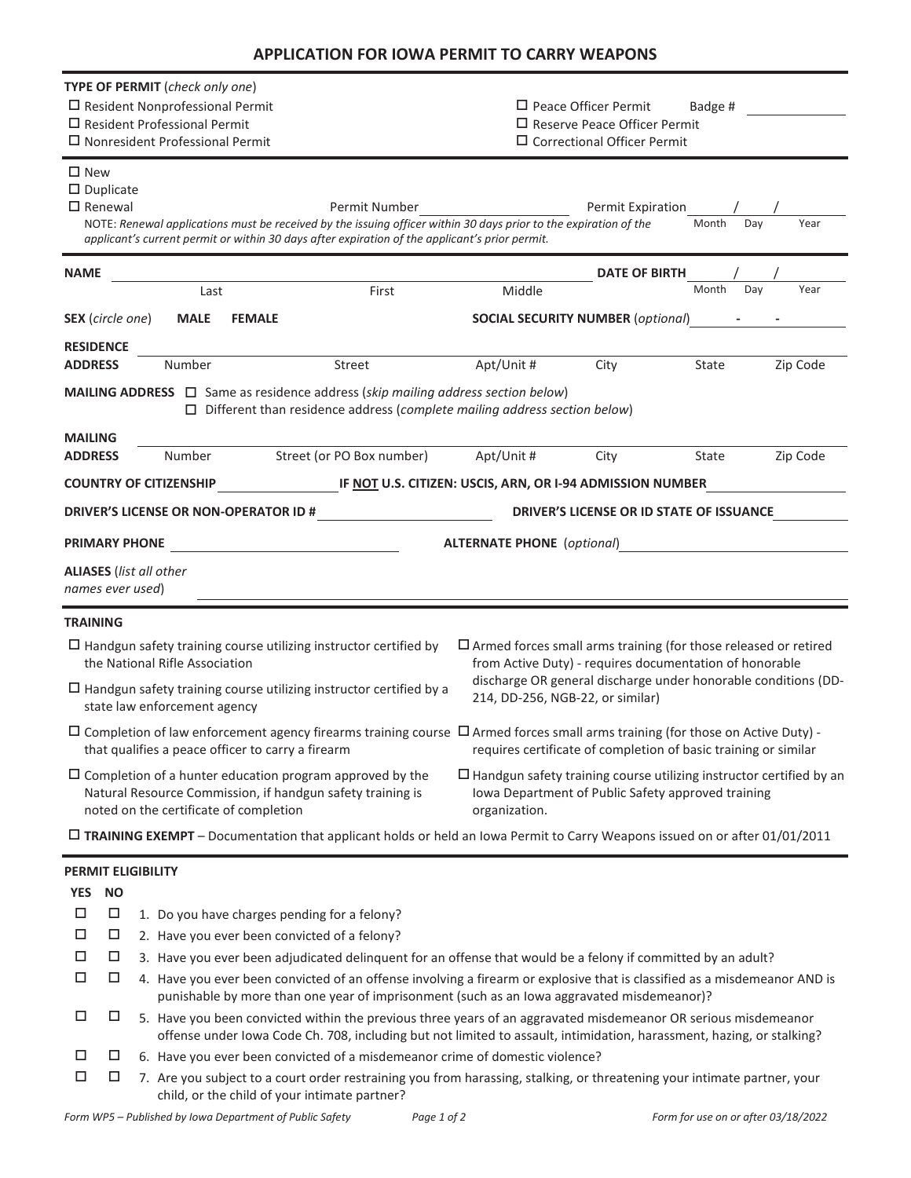# APPLICATION FOR IOWA PERMIT TO CARRY WEAPONS

**TYPE OF PERMIT** (*check only one*)

- ☐ Resident Nonprofessional Permit
- ☐ Resident Professional Permit
- ☐ Nonresident Professional Permit
- ☐ Peace Officer Permit Badge # ____________
- ☐ Reserve Peace Officer Permit
- ☐ Correctional Officer Permit

---

- ☐ New
- ☐ Duplicate
- ☐ Renewal

Permit Number ____________ Permit Expiration ____ / ____ / ____ (Month Day Year)

NOTE: *Renewal applications must be received by the issuing officer within 30 days prior to the expiration of the applicant's current permit or within 30 days after expiration of the applicant's prior permit.*

---

**NAME** ____________ ____________ ____________ (Last, First, Middle) **DATE OF BIRTH** ____ / ____ / ____ (Month Day Year)

**SEX** (*circle one*) **MALE** **FEMALE** **SOCIAL SECURITY NUMBER** (*optional*) ____ - ____ - ____

**RESIDENCE ADDRESS** ____________ (Number, Street, Apt/Unit #, City, State, Zip Code)

**MAILING ADDRESS**
- ☐ Same as residence address (*skip mailing address section below*)
- ☐ Different than residence address (*complete mailing address section below*)

**MAILING ADDRESS** ____________ (Number, Street (or PO Box number), Apt/Unit #, City, State, Zip Code)

**COUNTRY OF CITIZENSHIP** ____________ **IF NOT U.S. CITIZEN: USCIS, ARN, OR I-94 ADMISSION NUMBER** ____________

**DRIVER'S LICENSE OR NON-OPERATOR ID #** ____________ **DRIVER'S LICENSE OR ID STATE OF ISSUANCE** ____________

**PRIMARY PHONE** ____________ **ALTERNATE PHONE** (*optional*) ____________

**ALIASES** (*list all other names ever used*) ____________

---

**TRAINING**

- ☐ Handgun safety training course utilizing instructor certified by the National Rifle Association
- ☐ Handgun safety training course utilizing instructor certified by a state law enforcement agency
- ☐ Completion of law enforcement agency firearms training course that qualifies a peace officer to carry a firearm
- ☐ Completion of a hunter education program approved by the Natural Resource Commission, if handgun safety training is noted on the certificate of completion
- ☐ Armed forces small arms training (for those released or retired from Active Duty) - requires documentation of honorable discharge OR general discharge under honorable conditions (DD-214, DD-256, NGB-22, or similar)
- ☐ Armed forces small arms training (for those on Active Duty) - requires certificate of completion of basic training or similar
- ☐ Handgun safety training course utilizing instructor certified by an Iowa Department of Public Safety approved training organization.
- ☐ **TRAINING EXEMPT** – Documentation that applicant holds or held an Iowa Permit to Carry Weapons issued on or after 01/01/2011

---

**PERMIT ELIGIBILITY**

| YES | NO | |
|---|---|---|
| ☐ | ☐ | 1. Do you have charges pending for a felony? |
| ☐ | ☐ | 2. Have you ever been convicted of a felony? |
| ☐ | ☐ | 3. Have you ever been adjudicated delinquent for an offense that would be a felony if committed by an adult? |
| ☐ | ☐ | 4. Have you ever been convicted of an offense involving a firearm or explosive that is classified as a misdemeanor AND is punishable by more than one year of imprisonment (such as an Iowa aggravated misdemeanor)? |
| ☐ | ☐ | 5. Have you been convicted within the previous three years of an aggravated misdemeanor OR serious misdemeanor offense under Iowa Code Ch. 708, including but not limited to assault, intimidation, harassment, hazing, or stalking? |
| ☐ | ☐ | 6. Have you ever been convicted of a misdemeanor crime of domestic violence? |
| ☐ | ☐ | 7. Are you subject to a court order restraining you from harassing, stalking, or threatening your intimate partner, your child, or the child of your intimate partner? |

*Form WP5 – Published by Iowa Department of Public Safety* *Form for use on or after 03/18/2022*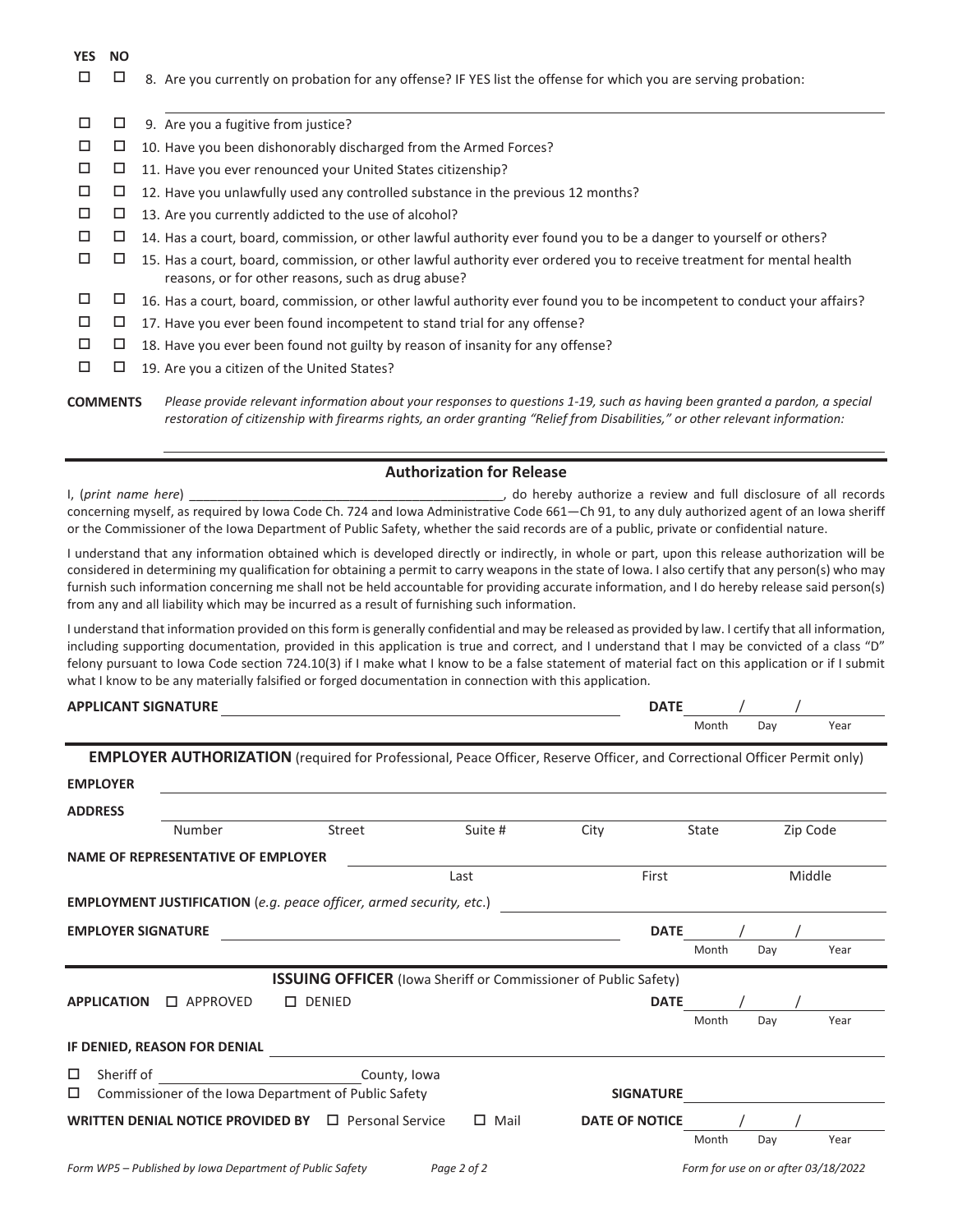| YES | NO | |
|---|---|---|
| ☐ | ☐ | 8. Are you currently on probation for any offense? IF YES list the offense for which you are serving probation: ______ |
| ☐ | ☐ | 9. Are you a fugitive from justice? |
| ☐ | ☐ | 10. Have you been dishonorably discharged from the Armed Forces? |
| ☐ | ☐ | 11. Have you ever renounced your United States citizenship? |
| ☐ | ☐ | 12. Have you unlawfully used any controlled substance in the previous 12 months? |
| ☐ | ☐ | 13. Are you currently addicted to the use of alcohol? |
| ☐ | ☐ | 14. Has a court, board, commission, or other lawful authority ever found you to be a danger to yourself or others? |
| ☐ | ☐ | 15. Has a court, board, commission, or other lawful authority ever ordered you to receive treatment for mental health reasons, or for other reasons, such as drug abuse? |
| ☐ | ☐ | 16. Has a court, board, commission, or other lawful authority ever found you to be incompetent to conduct your affairs? |
| ☐ | ☐ | 17. Have you ever been found incompetent to stand trial for any offense? |
| ☐ | ☐ | 18. Have you ever been found not guilty by reason of insanity for any offense? |
| ☐ | ☐ | 19. Are you a citizen of the United States? |

**COMMENTS** *Please provide relevant information about your responses to questions 1-19, such as having been granted a pardon, a special restoration of citizenship with firearms rights, an order granting "Relief from Disabilities," or other relevant information:*

______

## Authorization for Release

I, (*print name here*) ______________________________________________, do hereby authorize a review and full disclosure of all records concerning myself, as required by Iowa Code Ch. 724 and Iowa Administrative Code 661—Ch 91, to any duly authorized agent of an Iowa sheriff or the Commissioner of the Iowa Department of Public Safety, whether the said records are of a public, private or confidential nature.

I understand that any information obtained which is developed directly or indirectly, in whole or part, upon this release authorization will be considered in determining my qualification for obtaining a permit to carry weapons in the state of Iowa. I also certify that any person(s) who may furnish such information concerning me shall not be held accountable for providing accurate information, and I do hereby release said person(s) from any and all liability which may be incurred as a result of furnishing such information.

I understand that information provided on this form is generally confidential and may be released as provided by law. I certify that all information, including supporting documentation, provided in this application is true and correct, and I understand that I may be convicted of a class "D" felony pursuant to Iowa Code section 724.10(3) if I make what I know to be a false statement of material fact on this application or if I submit what I know to be any materially falsified or forged documentation in connection with this application.

**APPLICANT SIGNATURE** ______________________ **DATE** ____/____/____
Month Day Year

## EMPLOYER AUTHORIZATION (required for Professional, Peace Officer, Reserve Officer, and Correctional Officer Permit only)

**EMPLOYER** ______________________

**ADDRESS** ______________________
Number Street Suite # City State Zip Code

**NAME OF REPRESENTATIVE OF EMPLOYER** ______________________
Last First Middle

**EMPLOYMENT JUSTIFICATION** (*e.g. peace officer, armed security, etc.*) ______________________

**EMPLOYER SIGNATURE** ______________________ **DATE** ____/____/____
Month Day Year

## ISSUING OFFICER (Iowa Sheriff or Commissioner of Public Safety)

**APPLICATION** ☐ APPROVED ☐ DENIED **DATE** ____/____/____
Month Day Year

**IF DENIED, REASON FOR DENIAL** ______________________

☐ Sheriff of ______________ County, Iowa

☐ Commissioner of the Iowa Department of Public Safety **SIGNATURE** ______________

**WRITTEN DENIAL NOTICE PROVIDED BY** ☐ Personal Service ☐ Mail **DATE OF NOTICE** ____/____/____
Month Day Year

*Form WP5 – Published by Iowa Department of Public Safety* *Form for use on or after 03/18/2022*